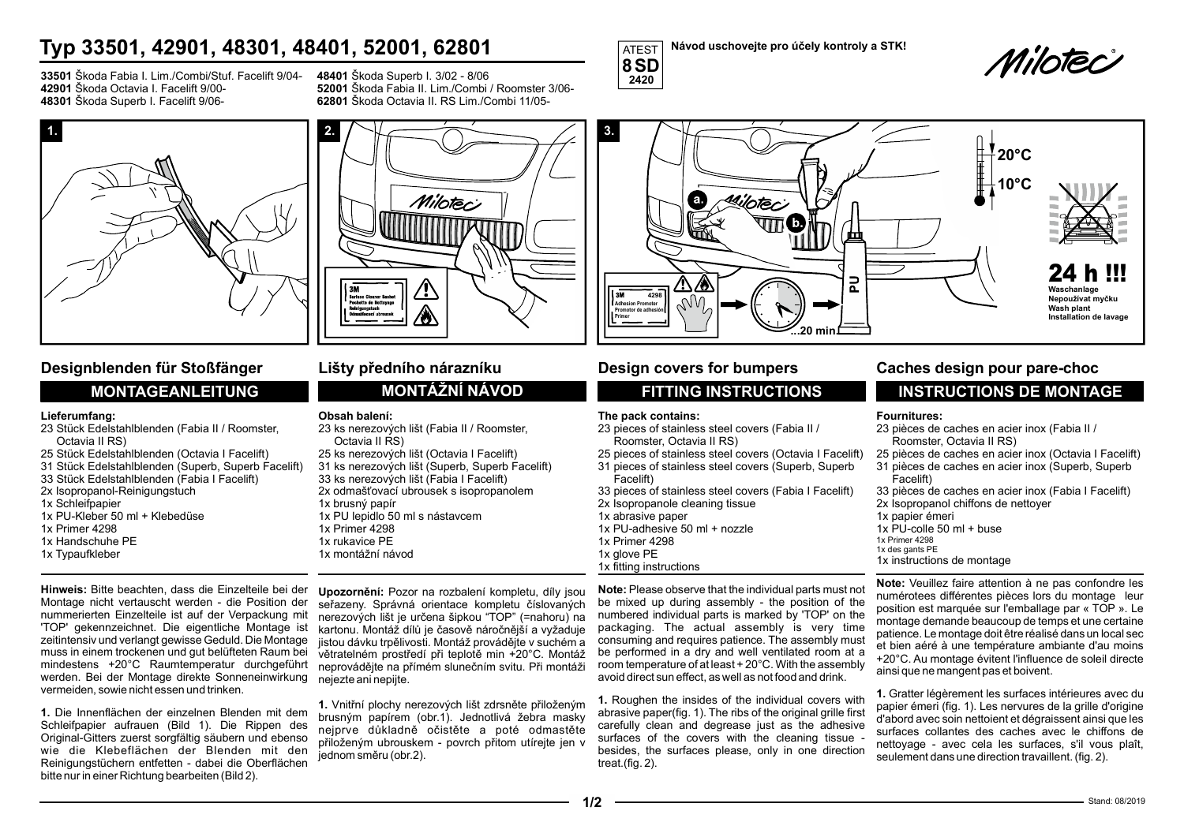# Typ 33501, 42901, 48301, 48401, 52001, 62801

**33501** Škoda Fabia I. Lim./Combi/Stuf. Facelift 9/04-
**42901** Škoda Octavia I. Facelift 9/00-
**48301** Škoda Superb I. Facelift 9/06-
**48401** Škoda Superb I. 3/02 - 8/06
**52001** Škoda Fabia II. Lim./Combi / Roomster 3/06-
**62801** Škoda Octavia II. RS Lim./Combi 11/05-

ATEST 8 SD 2420

**Návod uschovejte pro účely kontroly a STK!**

Milotec®

1.

2.

3.

a. b.

20°C
10°C

...20 min

24 h !!!
Waschanlage
Nepoužívat myčku
Wash plant
Installation de lavage

## Designblenden für Stoßfänger

### MONTAGEANLEITUNG

**Lieferumfang:**

- 23 Stück Edelstahlblenden (Fabia II / Roomster, Octavia II RS)
- 25 Stück Edelstahlblenden (Octavia I Facelift)
- 31 Stück Edelstahlblenden (Superb, Superb Facelift)
- 33 Stück Edelstahlblenden (Fabia I Facelift)
- 2x Isopropanol-Reinigungstuch
- 1x Schleifpapier
- 1x PU-Kleber 50 ml + Klebedüse
- 1x Primer 4298
- 1x Handschuhe PE
- 1x Typaufkleber

**Hinweis:** Bitte beachten, dass die Einzelteile bei der Montage nicht vertauscht werden - die Position der nummerierten Einzelteile ist auf der Verpackung mit 'TOP' gekennzeichnet. Die eigentliche Montage ist zeitintensiv und verlangt gewisse Geduld. Die Montage muss in einem trockenen und gut belüfteten Raum bei mindestens +20°C Raumtemperatur durchgeführt werden. Bei der Montage direkte Sonneneinwirkung vermeiden, sowie nicht essen und trinken.

**1.** Die Innenflächen der einzelnen Blenden mit dem Schleifpapier aufrauen (Bild 1). Die Rippen des Original-Gitters zuerst sorgfältig säubern und ebenso wie die Klebeflächen der Blenden mit den Reinigungstüchern entfetten - dabei die Oberflächen bitte nur in einer Richtung bearbeiten (Bild 2).

## Lišty předního nárazníku

### MONTÁŽNÍ NÁVOD

**Obsah balení:**

- 23 ks nerezových lišt (Fabia II / Roomster, Octavia II RS)
- 25 ks nerezových lišt (Octavia I Facelift)
- 31 ks nerezových lišt (Superb, Superb Facelift)
- 33 ks nerezových lišt (Fabia I Facelift)
- 2x odmašťovací ubrousek s isopropanolem
- 1x brusný papír
- 1x PU lepidlo 50 ml s nástavcem
- 1x Primer 4298
- 1x rukavice PE
- 1x montážní návod

**Upozornění:** Pozor na rozbalení kompletu, díly jsou seřazeny. Správná orientace kompletu číslovaných nerezových lišt je určena šipkou "TOP" (=nahoru) na kartonu. Montáž dílů je časově náročnější a vyžaduje jistou dávku trpělivosti. Montáž provádějte v suchém a větratelném prostředí při teplotě min +20°C. Montáž neprovádějte na přímém slunečním svitu. Při montáži nejezte ani nepijte.

**1.** Vnitřní plochy nerezových lišt zdrsněte přiloženým brusným papírem (obr.1). Jednotlivá žebra masky nejprve důkladně očistěte a poté odmastěte přiloženým ubrouskem - povrch přitom utírejte jen v jednom směru (obr.2).

## Design covers for bumpers

### FITTING INSTRUCTIONS

**The pack contains:**

- 23 pieces of stainless steel covers (Fabia II / Roomster, Octavia II RS)
- 25 pieces of stainless steel covers (Octavia I Facelift)
- 31 pieces of stainless steel covers (Superb, Superb Facelift)
- 33 pieces of stainless steel covers (Fabia I Facelift)
- 2x Isopropanole cleaning tissue
- 1x abrasive paper
- 1x PU-adhesive 50 ml + nozzle
- 1x Primer 4298
- 1x glove PE
- 1x fitting instructions

**Note:** Please observe that the individual parts must not be mixed up during assembly - the position of the numbered individual parts is marked by 'TOP' on the packaging. The actual assembly is very time consuming and requires patience. The assembly must be performed in a dry and well ventilated room at a room temperature of at least + 20°C. With the assembly avoid direct sun effect, as well as not food and drink.

**1.** Roughen the insides of the individual covers with abrasive paper(fig. 1). The ribs of the original grille first carefully clean and degrease just as the adhesive surfaces of the covers with the cleaning tissue - besides, the surfaces please, only in one direction treat.(fig. 2).

## Caches design pour pare-choc

### INSTRUCTIONS DE MONTAGE

**Fournitures:**

- 23 pièces de caches en acier inox (Fabia II / Roomster, Octavia II RS)
- 25 pièces de caches en acier inox (Octavia I Facelift)
- 31 pièces de caches en acier inox (Superb, Superb Facelift)
- 33 pièces de caches en acier inox (Fabia I Facelift)
- 2x Isopropanol chiffons de nettoyer
- 1x papier émeri
- 1x PU-colle 50 ml + buse
- 1x Primer 4298
- 1x des gants PE
- 1x instructions de montage

**Note:** Veuillez faire attention à ne pas confondre les numérotees différentes pièces lors du montage leur position est marquée sur l'emballage par « TOP ». Le montage demande beaucoup de temps et une certaine patience. Le montage doit être réalisé dans un local sec et bien aéré à une température ambiante d'au moins +20°C. Au montage évitent l'influence de soleil directe ainsi que ne mangent pas et boivent.

**1.** Gratter légèrement les surfaces intérieures avec du papier émeri (fig. 1). Les nervures de la grille d'origine d'abord avec soin nettoient et dégraissent ainsi que les surfaces collantes des caches avec le chiffons de nettoyage - avec cela les surfaces, s'il vous plaît, seulement dans une direction travaillent. (fig. 2).

Stand: 08/2019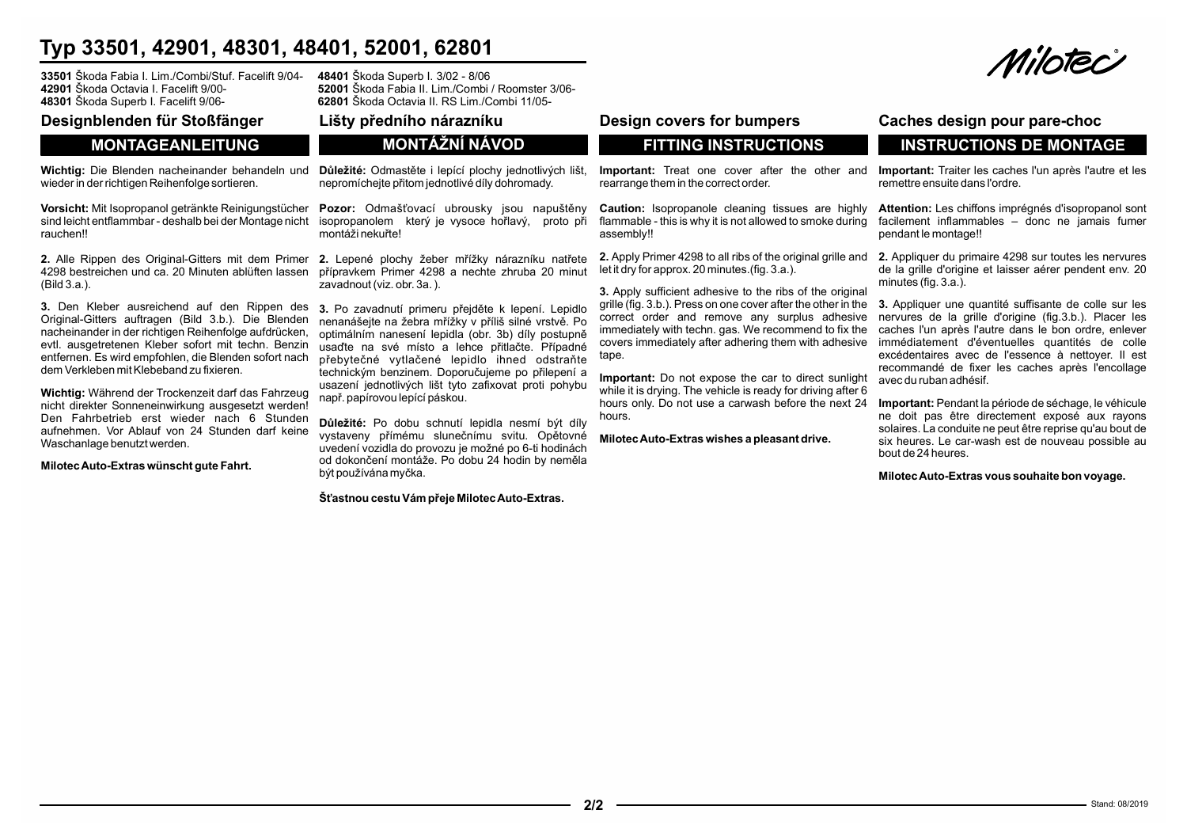# Typ 33501, 42901, 48301, 48401, 52001, 62801

Milotec®

**33501** Škoda Fabia I. Lim./Combi/Stuf. Facelift 9/04-
**42901** Škoda Octavia I. Facelift 9/00-
**48301** Škoda Superb I. Facelift 9/06-
**48401** Škoda Superb I. 3/02 - 8/06
**52001** Škoda Fabia II. Lim./Combi / Roomster 3/06-
**62801** Škoda Octavia II. RS Lim./Combi 11/05-

## Designblenden für Stoßfänger

### MONTAGEANLEITUNG

**Wichtig:** Die Blenden nacheinander behandeln und wieder in der richtigen Reihenfolge sortieren.

**Vorsicht:** Mit Isopropanol getränkte Reinigungstücher sind leicht entflammbar - deshalb bei der Montage nicht rauchen!!

**2.** Alle Rippen des Original-Gitters mit dem Primer 4298 bestreichen und ca. 20 Minuten ablüften lassen (Bild 3.a.).

**3.** Den Kleber ausreichend auf den Rippen des Original-Gitters auftragen (Bild 3.b.). Die Blenden nacheinander in der richtigen Reihenfolge aufdrücken, evtl. ausgetretenen Kleber sofort mit techn. Benzin entfernen. Es wird empfohlen, die Blenden sofort nach dem Verkleben mit Klebeband zu fixieren.

**Wichtig:** Während der Trockenzeit darf das Fahrzeug nicht direkter Sonneneinwirkung ausgesetzt werden! Den Fahrbetrieb erst wieder nach 6 Stunden aufnehmen. Vor Ablauf von 24 Stunden darf keine Waschanlage benutzt werden.

**Milotec Auto-Extras wünscht gute Fahrt.**

## Lišty předního nárazníku

### MONTÁŽNÍ NÁVOD

**Důležité:** Odmastěte i lepící plochy jednotlivých lišt, nepromíchejte přitom jednotlivé díly dohromady.

**Pozor:** Odmašťovací ubrousky jsou napuštěny isopropanolem který je vysoce hořlavý, proto při montáži nekuřte!

**2.** Lepené plochy žeber mřížky nárazníku natřete přípravkem Primer 4298 a nechte zhruba 20 minut zavadnout (viz. obr. 3a. ).

**3.** Po zavadnutí primeru přejděte k lepení. Lepidlo nenanášejte na žebra mřížky v příliš silné vrstvě. Po optimálním nanesení lepidla (obr. 3b) díly postupně usaďte na své místo a lehce přitlačte. Případné přebytečné vytlačené lepidlo ihned odstraňte technickým benzinem. Doporučujeme po přilepení a usazení jednotlivých lišt tyto zafixovat proti pohybu např. papírovou lepící páskou.

**Důležité:** Po dobu schnutí lepidla nesmí být díly vystaveny přímému slunečnímu svitu. Opětovné uvedení vozidla do provozu je možné po 6-ti hodinách od dokončení montáže. Po dobu 24 hodin by neměla být používána myčka.

**Šťastnou cestu Vám přeje Milotec Auto-Extras.**

## Design covers for bumpers

### FITTING INSTRUCTIONS

**Important:** Treat one cover after the other and rearrange them in the correct order.

**Caution:** Isopropanole cleaning tissues are highly flammable - this is why it is not allowed to smoke during assembly!!

**2.** Apply Primer 4298 to all ribs of the original grille and let it dry for approx. 20 minutes.(fig. 3.a.).

**3.** Apply sufficient adhesive to the ribs of the original grille (fig. 3.b.). Press on one cover after the other in the correct order and remove any surplus adhesive immediately with techn. gas. We recommend to fix the covers immediately after adhering them with adhesive tape.

**Important:** Do not expose the car to direct sunlight while it is drying. The vehicle is ready for driving after 6 hours only. Do not use a carwash before the next 24 hours.

**Milotec Auto-Extras wishes a pleasant drive.**

## Caches design pour pare-choc

### INSTRUCTIONS DE MONTAGE

**Important:** Traiter les caches l'un après l'autre et les remettre ensuite dans l'ordre.

**Attention:** Les chiffons imprégnés d'isopropanol sont facilement inflammables – donc ne jamais fumer pendant le montage!!

**2.** Appliquer du primaire 4298 sur toutes les nervures de la grille d'origine et laisser aérer pendent env. 20 minutes (fig. 3.a.).

**3.** Appliquer une quantité suffisante de colle sur les nervures de la grille d'origine (fig.3.b.). Placer les caches l'un après l'autre dans le bon ordre, enlever immédiatement d'éventuelles quantités de colle excédentaires avec de l'essence à nettoyer. Il est recommandé de fixer les caches après l'encollage avec du ruban adhésif.

**Important:** Pendant la période de séchage, le véhicule ne doit pas être directement exposé aux rayons solaires. La conduite ne peut être reprise qu'au bout de six heures. Le car-wash est de nouveau possible au bout de 24 heures.

**Milotec Auto-Extras vous souhaite bon voyage.**

Stand: 08/2019